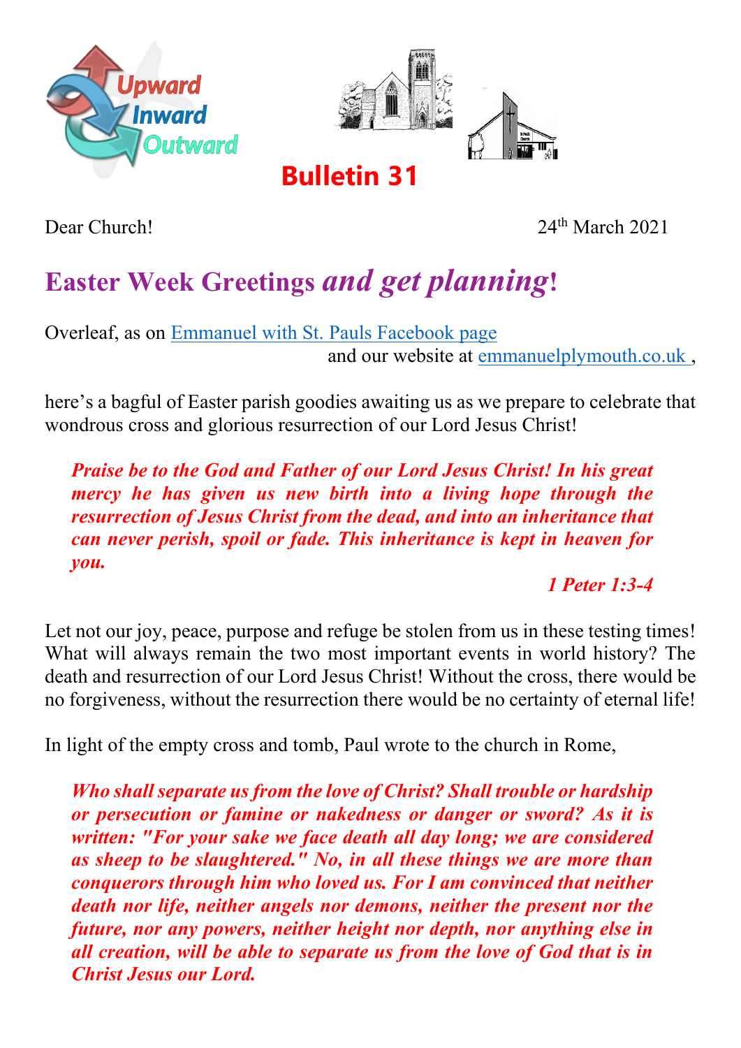Upward Inward Outward

# Bulletin 31

Dear Church! 24th March 2021

## Easter Week Greetings *and get planning*!

Overleaf, as on Emmanuel with St. Pauls Facebook page and our website at emmanuelplymouth.co.uk ,

here's a bagful of Easter parish goodies awaiting us as we prepare to celebrate that wondrous cross and glorious resurrection of our Lord Jesus Christ!

> ***Praise be to the God and Father of our Lord Jesus Christ! In his great mercy he has given us new birth into a living hope through the resurrection of Jesus Christ from the dead, and into an inheritance that can never perish, spoil or fade. This inheritance is kept in heaven for you.***
>
> ***1 Peter 1:3-4***

Let not our joy, peace, purpose and refuge be stolen from us in these testing times! What will always remain the two most important events in world history? The death and resurrection of our Lord Jesus Christ! Without the cross, there would be no forgiveness, without the resurrection there would be no certainty of eternal life!

In light of the empty cross and tomb, Paul wrote to the church in Rome,

> ***Who shall separate us from the love of Christ? Shall trouble or hardship or persecution or famine or nakedness or danger or sword? As it is written: "For your sake we face death all day long; we are considered as sheep to be slaughtered." No, in all these things we are more than conquerors through him who loved us. For I am convinced that neither death nor life, neither angels nor demons, neither the present nor the future, nor any powers, neither height nor depth, nor anything else in all creation, will be able to separate us from the love of God that is in Christ Jesus our Lord.***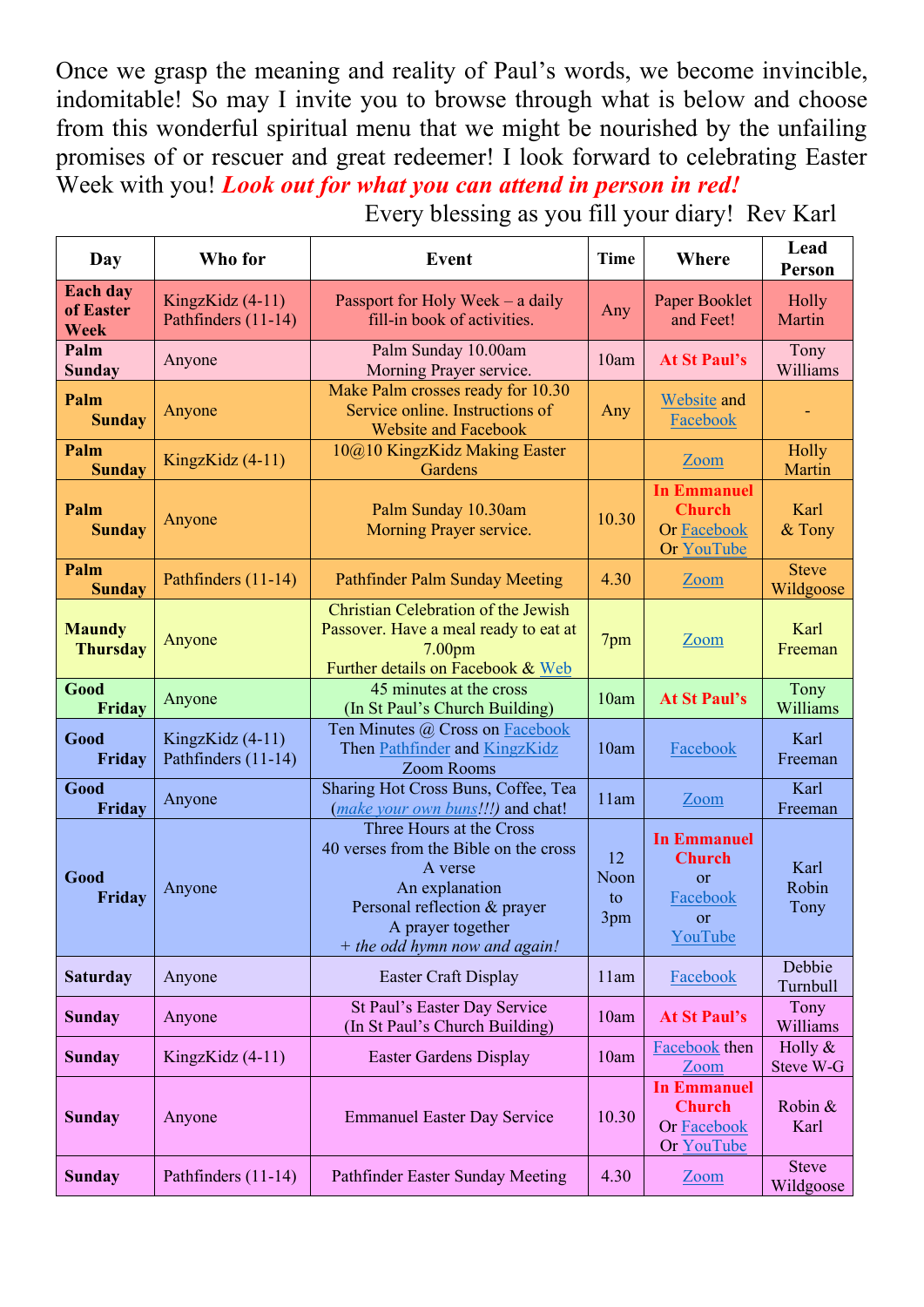Once we grasp the meaning and reality of Paul's words, we become invincible, indomitable! So may I invite you to browse through what is below and choose from this wonderful spiritual menu that we might be nourished by the unfailing promises of or rescuer and great redeemer! I look forward to celebrating Easter Week with you! ***Look out for what you can attend in person in red!***

Every blessing as you fill your diary!  Rev Karl

| Day | Who for | Event | Time | Where | Lead Person |
|---|---|---|---|---|---|
| **Each day of Easter Week** | KingzKidz (4-11) Pathfinders (11-14) | Passport for Holy Week – a daily fill-in book of activities. | Any | Paper Booklet and Feet! | Holly Martin |
| **Palm Sunday** | Anyone | Palm Sunday 10.00am Morning Prayer service. | 10am | **At St Paul's** | Tony Williams |
| **Palm Sunday** | Anyone | Make Palm crosses ready for 10.30 Service online. Instructions of Website and Facebook | Any | Website and Facebook | - |
| **Palm Sunday** | KingzKidz (4-11) | 10@10 KingzKidz Making Easter Gardens | | Zoom | Holly Martin |
| **Palm Sunday** | Anyone | Palm Sunday 10.30am Morning Prayer service. | 10.30 | **In Emmanuel Church** Or Facebook Or YouTube | Karl & Tony |
| **Palm Sunday** | Pathfinders (11-14) | Pathfinder Palm Sunday Meeting | 4.30 | Zoom | Steve Wildgoose |
| **Maundy Thursday** | Anyone | Christian Celebration of the Jewish Passover. Have a meal ready to eat at 7.00pm Further details on Facebook & Web | 7pm | Zoom | Karl Freeman |
| **Good Friday** | Anyone | 45 minutes at the cross (In St Paul's Church Building) | 10am | **At St Paul's** | Tony Williams |
| **Good Friday** | KingzKidz (4-11) Pathfinders (11-14) | Ten Minutes @ Cross on Facebook Then Pathfinder and KingzKidz Zoom Rooms | 10am | Facebook | Karl Freeman |
| **Good Friday** | Anyone | Sharing Hot Cross Buns, Coffee, Tea (*make your own buns!!!*) and chat! | 11am | Zoom | Karl Freeman |
| **Good Friday** | Anyone | Three Hours at the Cross 40 verses from the Bible on the cross A verse An explanation Personal reflection & prayer A prayer together *+ the odd hymn now and again!* | 12 Noon to 3pm | **In Emmanuel Church** or Facebook or YouTube | Karl Robin Tony |
| **Saturday** | Anyone | Easter Craft Display | 11am | Facebook | Debbie Turnbull |
| **Sunday** | Anyone | St Paul's Easter Day Service (In St Paul's Church Building) | 10am | **At St Paul's** | Tony Williams |
| **Sunday** | KingzKidz (4-11) | Easter Gardens Display | 10am | Facebook then Zoom | Holly & Steve W-G |
| **Sunday** | Anyone | Emmanuel Easter Day Service | 10.30 | **In Emmanuel Church** Or Facebook Or YouTube | Robin & Karl |
| **Sunday** | Pathfinders (11-14) | Pathfinder Easter Sunday Meeting | 4.30 | Zoom | Steve Wildgoose |